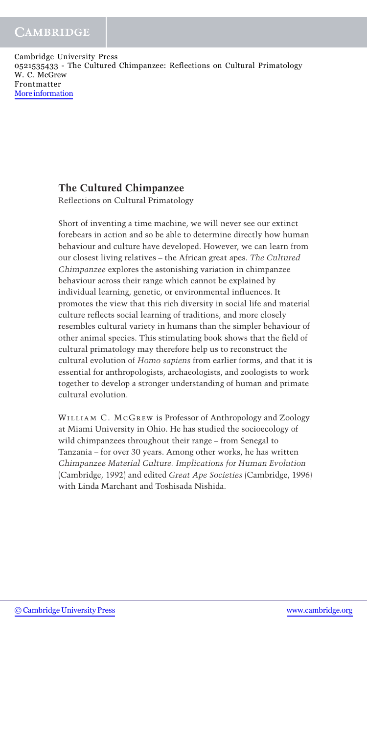# The Cultured Chimpanzee

Reflections on Cultural Primatology

Short of inventing a time machine, we will never see our extinct forebears in action and so be able to determine directly how human behaviour and culture have developed. However, we can learn from our closest living relatives – the African great apes. *The Cultured Chimpanzee* explores the astonishing variation in chimpanzee behaviour across their range which cannot be explained by individual learning, genetic, or environmental influences. It promotes the view that this rich diversity in social life and material culture reflects social learning of traditions, and more closely resembles cultural variety in humans than the simpler behaviour of other animal species. This stimulating book shows that the field of cultural primatology may therefore help us to reconstruct the cultural evolution of *Homo sapiens* from earlier forms, and that it is essential for anthropologists, archaeologists, and zoologists to work together to develop a stronger understanding of human and primate cultural evolution.

William C. McGrew is Professor of Anthropology and Zoology at Miami University in Ohio. He has studied the socioecology of wild chimpanzees throughout their range – from Senegal to Tanzania – for over 30 years. Among other works, he has written *Chimpanzee Material Culture. Implications for Human Evolution* (Cambridge, 1992) and edited *Great Ape Societies* (Cambridge, 1996) with Linda Marchant and Toshisada Nishida.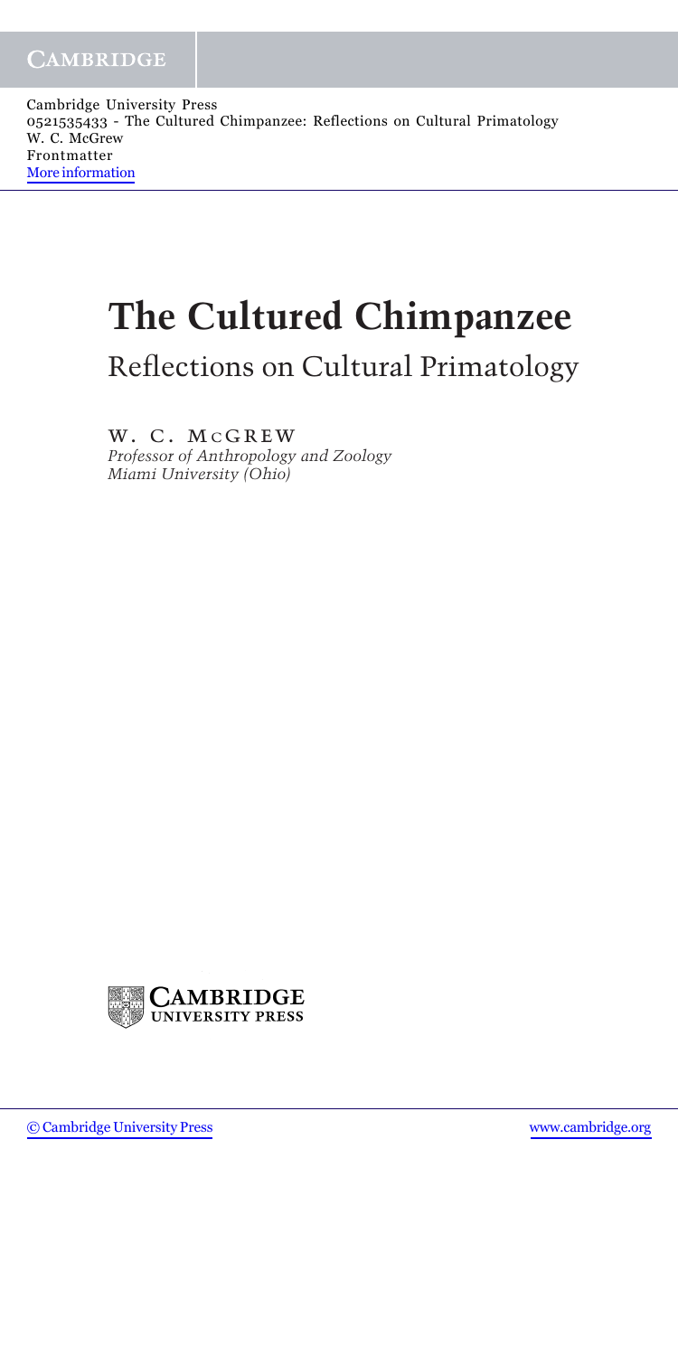# The Cultured Chimpanzee

## Reflections on Cultural Primatology

W. C. McGrew

*Professor of Anthropology and Zoology*
*Miami University (Ohio)*

Cambridge University Press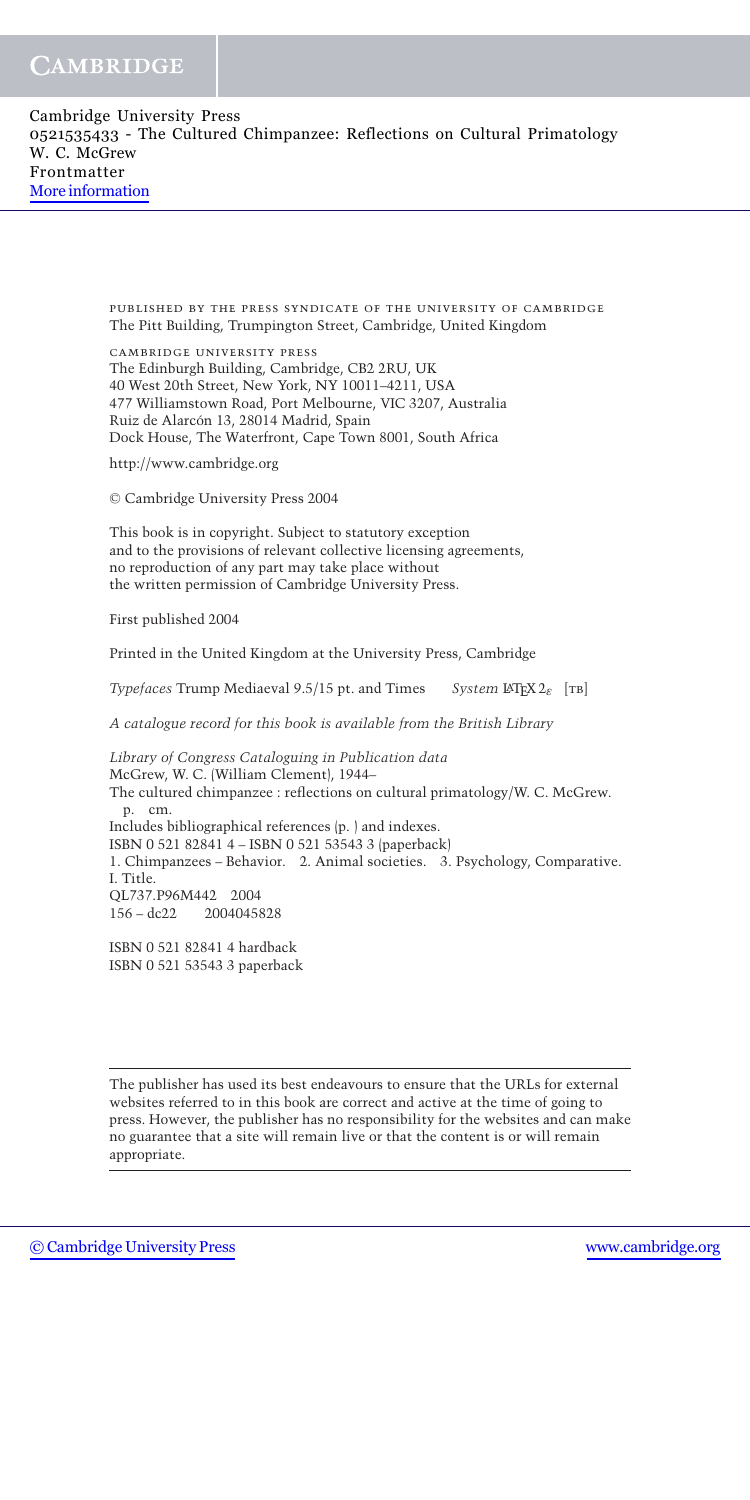PUBLISHED BY THE PRESS SYNDICATE OF THE UNIVERSITY OF CAMBRIDGE
The Pitt Building, Trumpington Street, Cambridge, United Kingdom

CAMBRIDGE UNIVERSITY PRESS
The Edinburgh Building, Cambridge, CB2 2RU, UK
40 West 20th Street, New York, NY 10011–4211, USA
477 Williamstown Road, Port Melbourne, VIC 3207, Australia
Ruiz de Alarcón 13, 28014 Madrid, Spain
Dock House, The Waterfront, Cape Town 8001, South Africa

http://www.cambridge.org

© Cambridge University Press 2004

This book is in copyright. Subject to statutory exception
and to the provisions of relevant collective licensing agreements,
no reproduction of any part may take place without
the written permission of Cambridge University Press.

First published 2004

Printed in the United Kingdom at the University Press, Cambridge

*Typefaces* Trump Mediaeval 9.5/15 pt. and Times *System* LaTeX $2_\varepsilon$ [TB]

*A catalogue record for this book is available from the British Library*

*Library of Congress Cataloguing in Publication data*
McGrew, W. C. (William Clement), 1944–
The cultured chimpanzee : reflections on cultural primatology/W. C. McGrew.
p. cm.
Includes bibliographical references (p. ) and indexes.
ISBN 0 521 82841 4 – ISBN 0 521 53543 3 (paperback)
1. Chimpanzees – Behavior. 2. Animal societies. 3. Psychology, Comparative.
I. Title.
QL737.P96M442 2004
156 – dc22 2004045828

ISBN 0 521 82841 4 hardback
ISBN 0 521 53543 3 paperback

The publisher has used its best endeavours to ensure that the URLs for external websites referred to in this book are correct and active at the time of going to press. However, the publisher has no responsibility for the websites and can make no guarantee that a site will remain live or that the content is or will remain appropriate.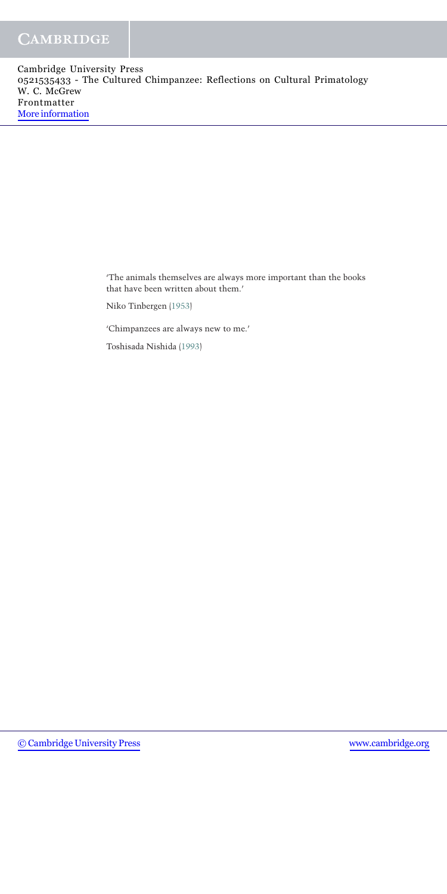'The animals themselves are always more important than the books that have been written about them.'

Niko Tinbergen (1953)

'Chimpanzees are always new to me.'

Toshisada Nishida (1993)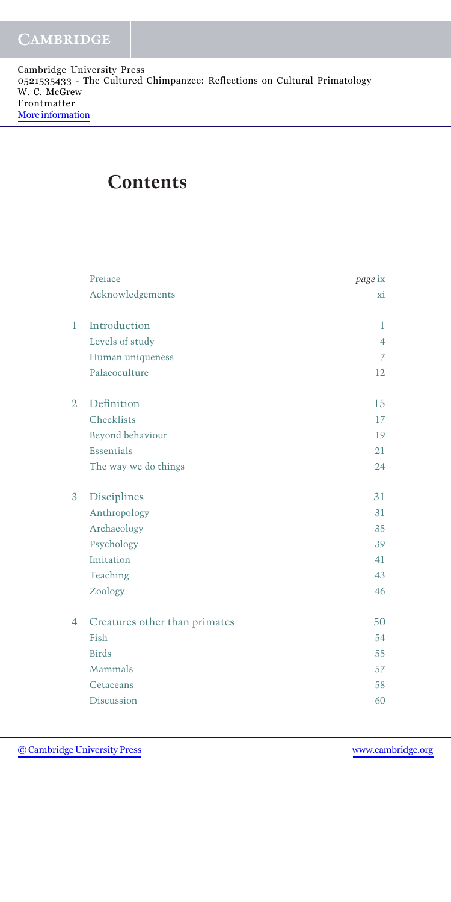# Contents

| | | |
|---|---|---|
| | Preface | *page* ix |
| | Acknowledgements | xi |
| 1 | Introduction | 1 |
| | Levels of study | 4 |
| | Human uniqueness | 7 |
| | Palaeoculture | 12 |
| 2 | Definition | 15 |
| | Checklists | 17 |
| | Beyond behaviour | 19 |
| | Essentials | 21 |
| | The way we do things | 24 |
| 3 | Disciplines | 31 |
| | Anthropology | 31 |
| | Archaeology | 35 |
| | Psychology | 39 |
| | Imitation | 41 |
| | Teaching | 43 |
| | Zoology | 46 |
| 4 | Creatures other than primates | 50 |
| | Fish | 54 |
| | Birds | 55 |
| | Mammals | 57 |
| | Cetaceans | 58 |
| | Discussion | 60 |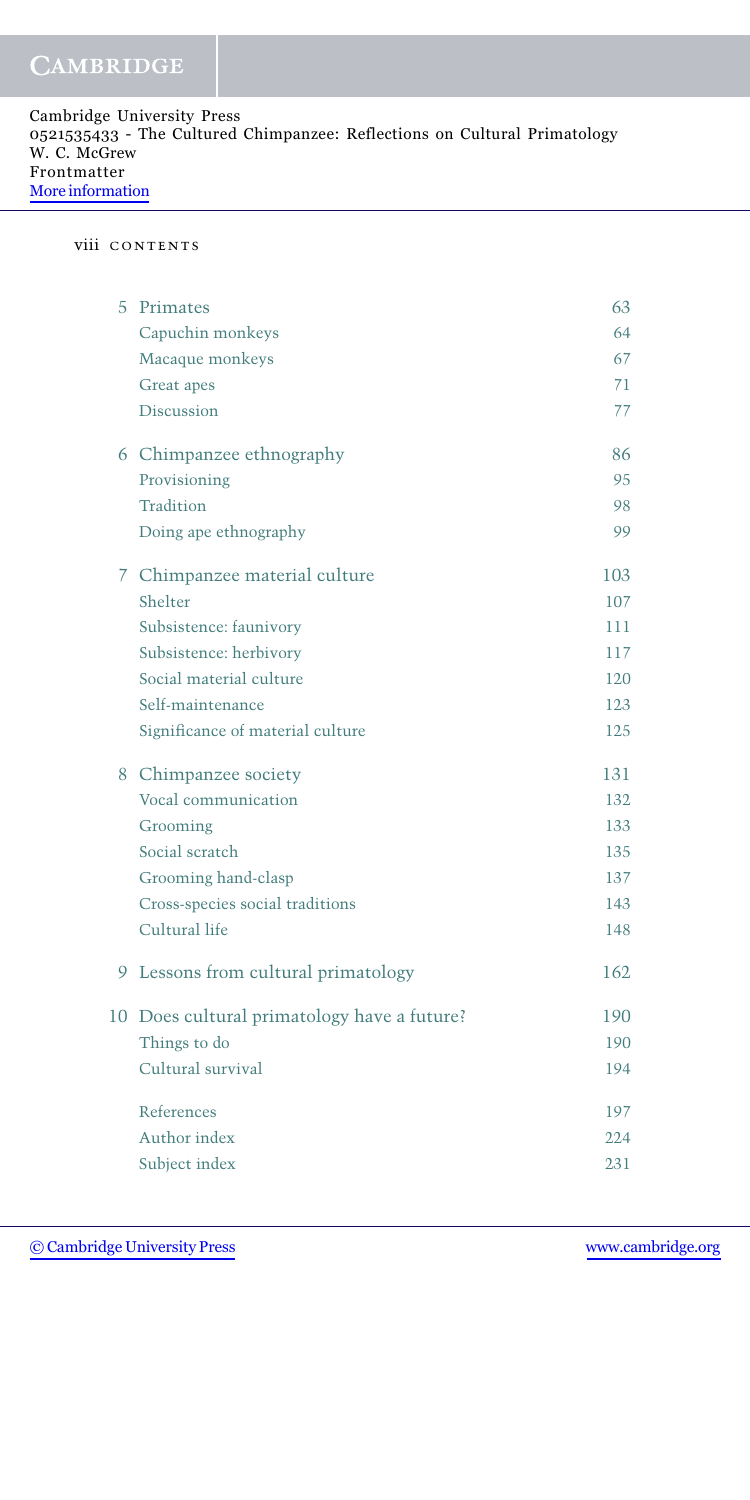| | | |
|---|---|---|
| 5 | Primates | 63 |
| | Capuchin monkeys | 64 |
| | Macaque monkeys | 67 |
| | Great apes | 71 |
| | Discussion | 77 |
| 6 | Chimpanzee ethnography | 86 |
| | Provisioning | 95 |
| | Tradition | 98 |
| | Doing ape ethnography | 99 |
| 7 | Chimpanzee material culture | 103 |
| | Shelter | 107 |
| | Subsistence: faunivory | 111 |
| | Subsistence: herbivory | 117 |
| | Social material culture | 120 |
| | Self-maintenance | 123 |
| | Significance of material culture | 125 |
| 8 | Chimpanzee society | 131 |
| | Vocal communication | 132 |
| | Grooming | 133 |
| | Social scratch | 135 |
| | Grooming hand-clasp | 137 |
| | Cross-species social traditions | 143 |
| | Cultural life | 148 |
| 9 | Lessons from cultural primatology | 162 |
| 10 | Does cultural primatology have a future? | 190 |
| | Things to do | 190 |
| | Cultural survival | 194 |
| | References | 197 |
| | Author index | 224 |
| | Subject index | 231 |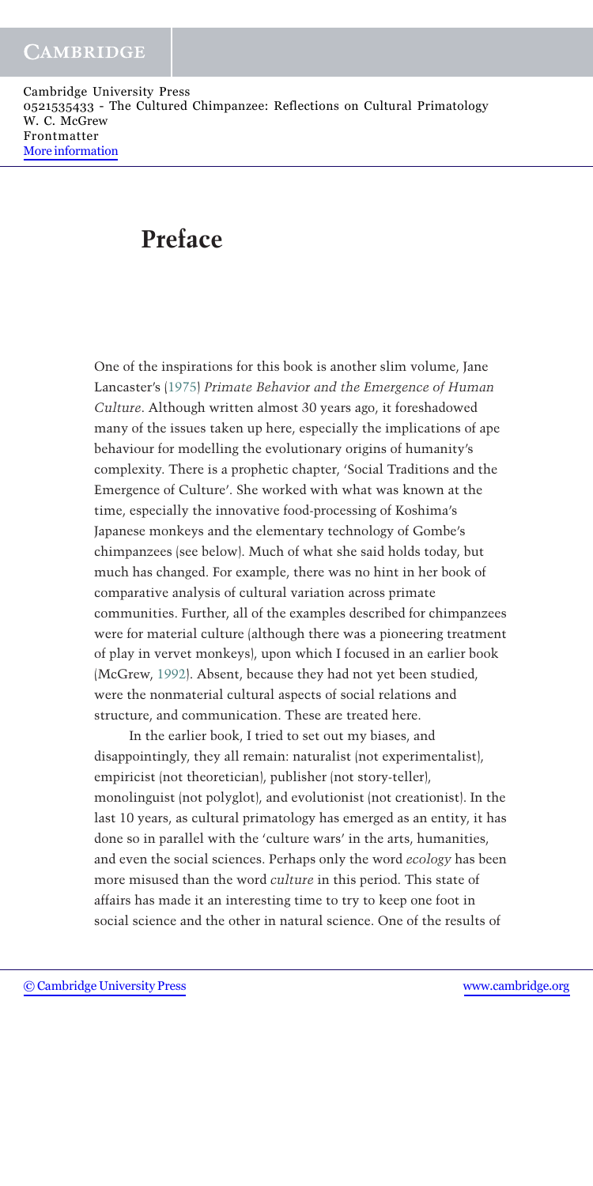# Preface

One of the inspirations for this book is another slim volume, Jane Lancaster's (1975) *Primate Behavior and the Emergence of Human Culture*. Although written almost 30 years ago, it foreshadowed many of the issues taken up here, especially the implications of ape behaviour for modelling the evolutionary origins of humanity's complexity. There is a prophetic chapter, 'Social Traditions and the Emergence of Culture'. She worked with what was known at the time, especially the innovative food-processing of Koshima's Japanese monkeys and the elementary technology of Gombe's chimpanzees (see below). Much of what she said holds today, but much has changed. For example, there was no hint in her book of comparative analysis of cultural variation across primate communities. Further, all of the examples described for chimpanzees were for material culture (although there was a pioneering treatment of play in vervet monkeys), upon which I focused in an earlier book (McGrew, 1992). Absent, because they had not yet been studied, were the nonmaterial cultural aspects of social relations and structure, and communication. These are treated here.

In the earlier book, I tried to set out my biases, and disappointingly, they all remain: naturalist (not experimentalist), empiricist (not theoretician), publisher (not story-teller), monolinguist (not polyglot), and evolutionist (not creationist). In the last 10 years, as cultural primatology has emerged as an entity, it has done so in parallel with the 'culture wars' in the arts, humanities, and even the social sciences. Perhaps only the word *ecology* has been more misused than the word *culture* in this period. This state of affairs has made it an interesting time to try to keep one foot in social science and the other in natural science. One of the results of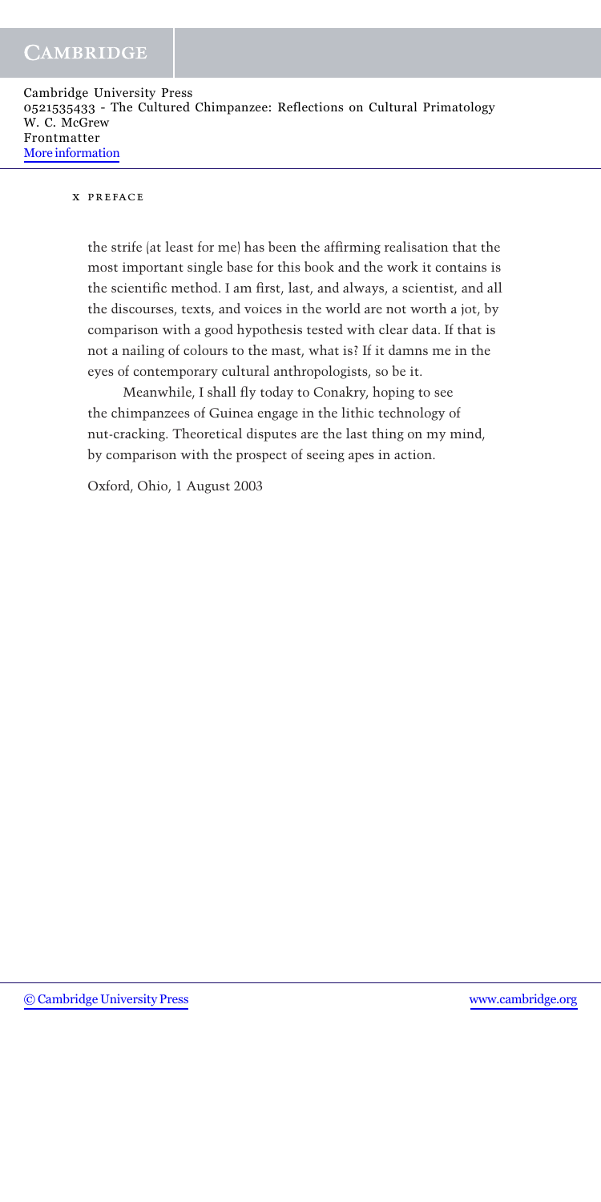the strife (at least for me) has been the affirming realisation that the most important single base for this book and the work it contains is the scientific method. I am first, last, and always, a scientist, and all the discourses, texts, and voices in the world are not worth a jot, by comparison with a good hypothesis tested with clear data. If that is not a nailing of colours to the mast, what is? If it damns me in the eyes of contemporary cultural anthropologists, so be it.

Meanwhile, I shall fly today to Conakry, hoping to see the chimpanzees of Guinea engage in the lithic technology of nut-cracking. Theoretical disputes are the last thing on my mind, by comparison with the prospect of seeing apes in action.

Oxford, Ohio, 1 August 2003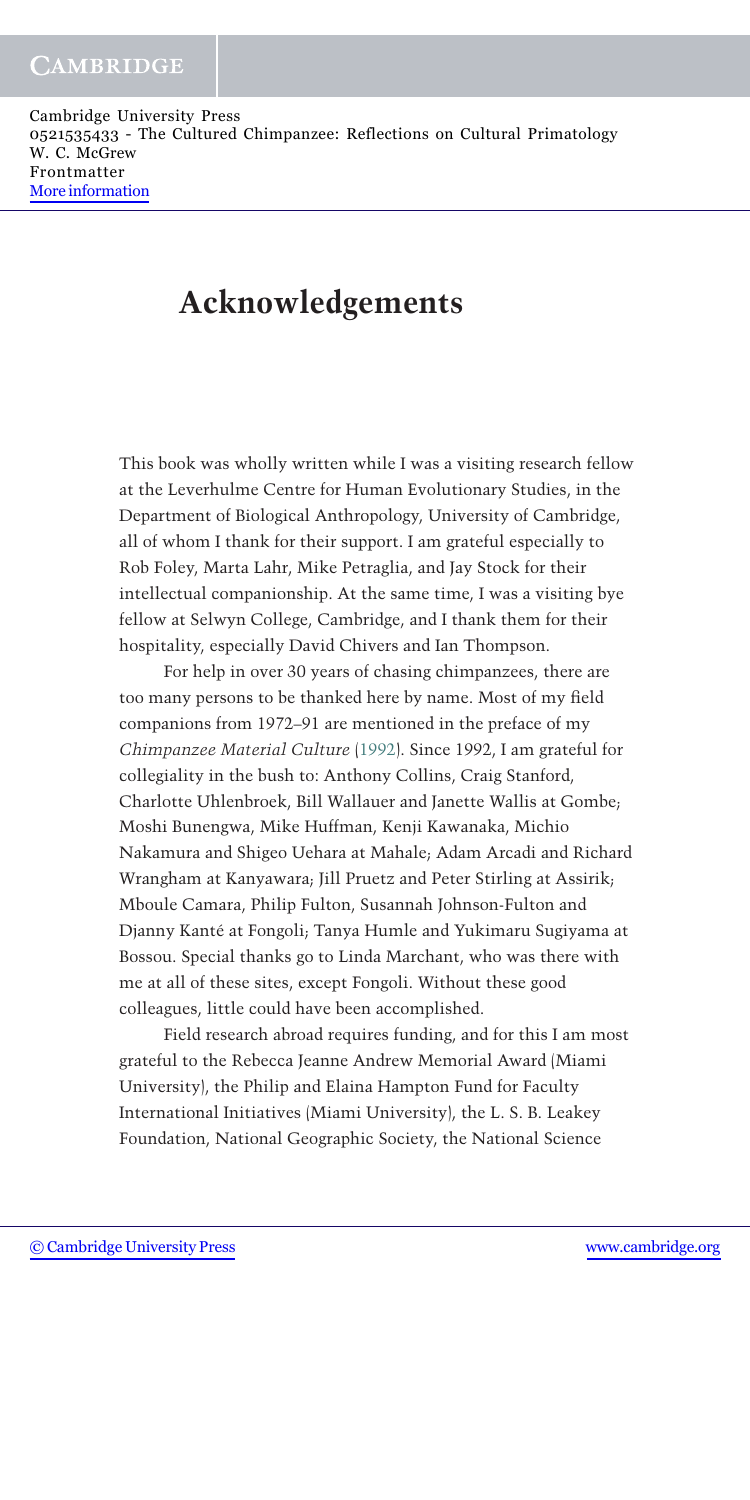# Acknowledgements

This book was wholly written while I was a visiting research fellow at the Leverhulme Centre for Human Evolutionary Studies, in the Department of Biological Anthropology, University of Cambridge, all of whom I thank for their support. I am grateful especially to Rob Foley, Marta Lahr, Mike Petraglia, and Jay Stock for their intellectual companionship. At the same time, I was a visiting bye fellow at Selwyn College, Cambridge, and I thank them for their hospitality, especially David Chivers and Ian Thompson.

For help in over 30 years of chasing chimpanzees, there are too many persons to be thanked here by name. Most of my field companions from 1972–91 are mentioned in the preface of my *Chimpanzee Material Culture* (1992). Since 1992, I am grateful for collegiality in the bush to: Anthony Collins, Craig Stanford, Charlotte Uhlenbroek, Bill Wallauer and Janette Wallis at Gombe; Moshi Bunengwa, Mike Huffman, Kenji Kawanaka, Michio Nakamura and Shigeo Uehara at Mahale; Adam Arcadi and Richard Wrangham at Kanyawara; Jill Pruetz and Peter Stirling at Assirik; Mboule Camara, Philip Fulton, Susannah Johnson-Fulton and Djanny Kanté at Fongoli; Tanya Humle and Yukimaru Sugiyama at Bossou. Special thanks go to Linda Marchant, who was there with me at all of these sites, except Fongoli. Without these good colleagues, little could have been accomplished.

Field research abroad requires funding, and for this I am most grateful to the Rebecca Jeanne Andrew Memorial Award (Miami University), the Philip and Elaina Hampton Fund for Faculty International Initiatives (Miami University), the L. S. B. Leakey Foundation, National Geographic Society, the National Science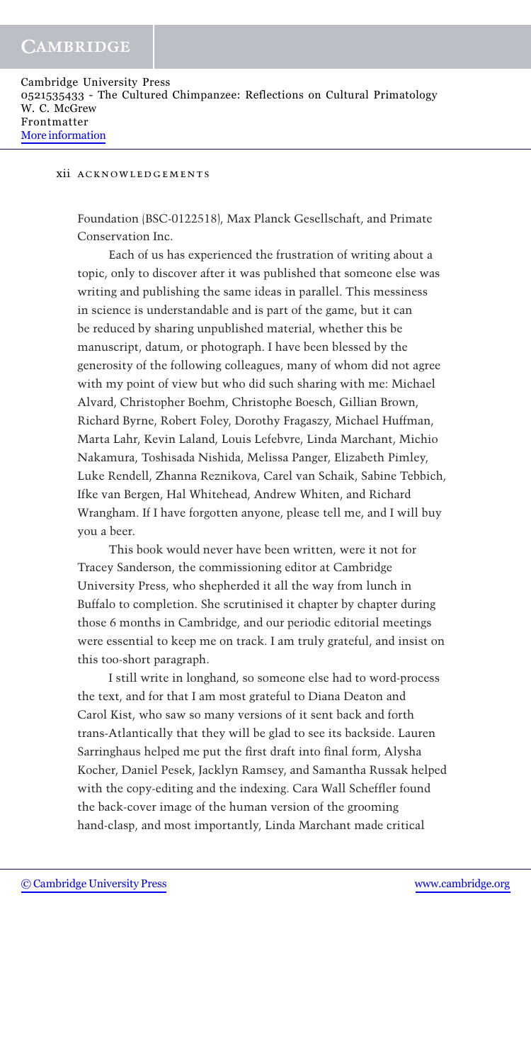Foundation (BSC-0122518), Max Planck Gesellschaft, and Primate Conservation Inc.

Each of us has experienced the frustration of writing about a topic, only to discover after it was published that someone else was writing and publishing the same ideas in parallel. This messiness in science is understandable and is part of the game, but it can be reduced by sharing unpublished material, whether this be manuscript, datum, or photograph. I have been blessed by the generosity of the following colleagues, many of whom did not agree with my point of view but who did such sharing with me: Michael Alvard, Christopher Boehm, Christophe Boesch, Gillian Brown, Richard Byrne, Robert Foley, Dorothy Fragaszy, Michael Huffman, Marta Lahr, Kevin Laland, Louis Lefebvre, Linda Marchant, Michio Nakamura, Toshisada Nishida, Melissa Panger, Elizabeth Pimley, Luke Rendell, Zhanna Reznikova, Carel van Schaik, Sabine Tebbich, Ifke van Bergen, Hal Whitehead, Andrew Whiten, and Richard Wrangham. If I have forgotten anyone, please tell me, and I will buy you a beer.

This book would never have been written, were it not for Tracey Sanderson, the commissioning editor at Cambridge University Press, who shepherded it all the way from lunch in Buffalo to completion. She scrutinised it chapter by chapter during those 6 months in Cambridge, and our periodic editorial meetings were essential to keep me on track. I am truly grateful, and insist on this too-short paragraph.

I still write in longhand, so someone else had to word-process the text, and for that I am most grateful to Diana Deaton and Carol Kist, who saw so many versions of it sent back and forth trans-Atlantically that they will be glad to see its backside. Lauren Sarringhaus helped me put the first draft into final form, Alysha Kocher, Daniel Pesek, Jacklyn Ramsey, and Samantha Russak helped with the copy-editing and the indexing. Cara Wall Scheffler found the back-cover image of the human version of the grooming hand-clasp, and most importantly, Linda Marchant made critical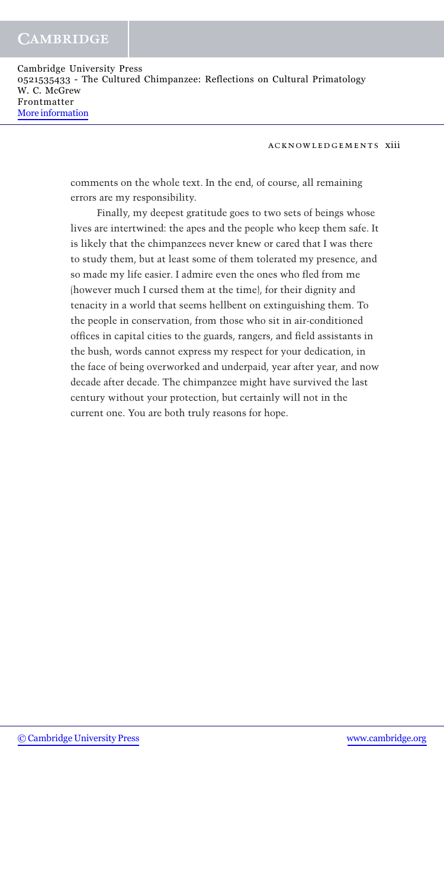comments on the whole text. In the end, of course, all remaining errors are my responsibility.

Finally, my deepest gratitude goes to two sets of beings whose lives are intertwined: the apes and the people who keep them safe. It is likely that the chimpanzees never knew or cared that I was there to study them, but at least some of them tolerated my presence, and so made my life easier. I admire even the ones who fled from me (however much I cursed them at the time), for their dignity and tenacity in a world that seems hellbent on extinguishing them. To the people in conservation, from those who sit in air-conditioned offices in capital cities to the guards, rangers, and field assistants in the bush, words cannot express my respect for your dedication, in the face of being overworked and underpaid, year after year, and now decade after decade. The chimpanzee might have survived the last century without your protection, but certainly will not in the current one. You are both truly reasons for hope.